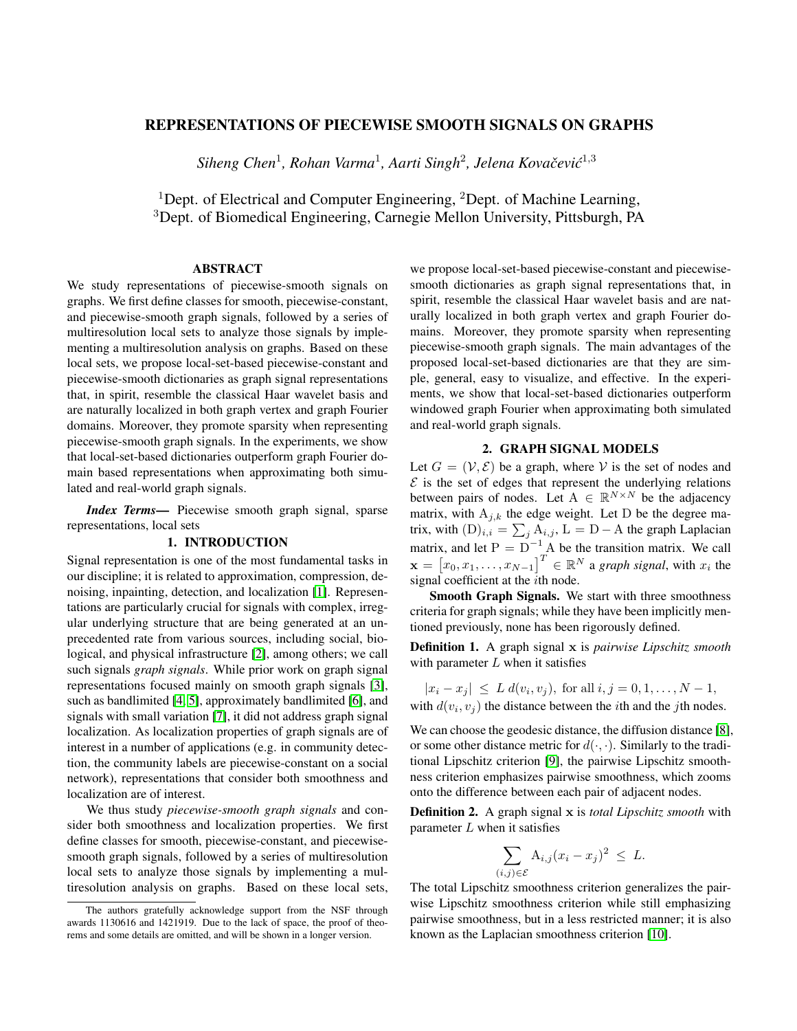# REPRESENTATIONS OF PIECEWISE SMOOTH SIGNALS ON GRAPHS

*Siheng Chen*[1], *Rohan Varma*[1], *Aarti Singh*[2], *Jelena Kovačević*[1,3]

[1]Dept. of Electrical and Computer Engineering, [2]Dept. of Machine Learning,
[3]Dept. of Biomedical Engineering, Carnegie Mellon University, Pittsburgh, PA

## ABSTRACT

We study representations of piecewise-smooth signals on graphs. We first define classes for smooth, piecewise-constant, and piecewise-smooth graph signals, followed by a series of multiresolution local sets to analyze those signals by implementing a multiresolution analysis on graphs. Based on these local sets, we propose local-set-based piecewise-constant and piecewise-smooth dictionaries as graph signal representations that, in spirit, resemble the classical Haar wavelet basis and are naturally localized in both graph vertex and graph Fourier domains. Moreover, they promote sparsity when representing piecewise-smooth graph signals. In the experiments, we show that local-set-based dictionaries outperform graph Fourier domain based representations when approximating both simulated and real-world graph signals.

***Index Terms*—** Piecewise smooth graph signal, sparse representations, local sets

## 1. INTRODUCTION

Signal representation is one of the most fundamental tasks in our discipline; it is related to approximation, compression, denoising, inpainting, detection, and localization [1]. Representations are particularly crucial for signals with complex, irregular underlying structure that are being generated at an unprecedented rate from various sources, including social, biological, and physical infrastructure [2], among others; we call such signals *graph signals*. While prior work on graph signal representations focused mainly on smooth graph signals [3], such as bandlimited [4, 5], approximately bandlimited [6], and signals with small variation [7], it did not address graph signal localization. As localization properties of graph signals are of interest in a number of applications (e.g. in community detection, the community labels are piecewise-constant on a social network), representations that consider both smoothness and localization are of interest.

We thus study *piecewise-smooth graph signals* and consider both smoothness and localization properties. We first define classes for smooth, piecewise-constant, and piecewise-smooth graph signals, followed by a series of multiresolution local sets to analyze those signals by implementing a multiresolution analysis on graphs. Based on these local sets, we propose local-set-based piecewise-constant and piecewise-smooth dictionaries as graph signal representations that, in spirit, resemble the classical Haar wavelet basis and are naturally localized in both graph vertex and graph Fourier domains. Moreover, they promote sparsity when representing piecewise-smooth graph signals. The main advantages of the proposed local-set-based dictionaries are that they are simple, general, easy to visualize, and effective. In the experiments, we show that local-set-based dictionaries outperform windowed graph Fourier when approximating both simulated and real-world graph signals.

## 2. GRAPH SIGNAL MODELS

Let $G = (\mathcal{V}, \mathcal{E})$ be a graph, where $\mathcal{V}$ is the set of nodes and $\mathcal{E}$ is the set of edges that represent the underlying relations between pairs of nodes. Let $\mathrm{A} \in \mathbb{R}^{N \times N}$ be the adjacency matrix, with $\mathrm{A}_{j,k}$ the edge weight. Let D be the degree matrix, with $(\mathrm{D})_{i,i} = \sum_j \mathrm{A}_{i,j}$, $\mathrm{L} = \mathrm{D} - \mathrm{A}$ the graph Laplacian matrix, and let $\mathrm{P} = \mathrm{D}^{-1}\mathrm{A}$ be the transition matrix. We call $\mathbf{x} = \begin{bmatrix} x_0, x_1, \ldots, x_{N-1} \end{bmatrix}^T \in \mathbb{R}^N$ a *graph signal*, with $x_i$ the signal coefficient at the $i$th node.

**Smooth Graph Signals.** We start with three smoothness criteria for graph signals; while they have been implicitly mentioned previously, none has been rigorously defined.

**Definition 1.** A graph signal $\mathbf{x}$ is *pairwise Lipschitz smooth* with parameter $L$ when it satisfies

$$|x_i - x_j| \leq L \, d(v_i, v_j), \text{ for all } i, j = 0, 1, \ldots, N-1,$$

with $d(v_i, v_j)$ the distance between the $i$th and the $j$th nodes.

We can choose the geodesic distance, the diffusion distance [8], or some other distance metric for $d(\cdot, \cdot)$. Similarly to the traditional Lipschitz criterion [9], the pairwise Lipschitz smoothness criterion emphasizes pairwise smoothness, which zooms onto the difference between each pair of adjacent nodes.

**Definition 2.** A graph signal $\mathbf{x}$ is *total Lipschitz smooth* with parameter $L$ when it satisfies

$$\sum_{(i,j) \in \mathcal{E}} \mathrm{A}_{i,j} (x_i - x_j)^2 \leq L.$$

The total Lipschitz smoothness criterion generalizes the pairwise Lipschitz smoothness criterion while still emphasizing pairwise smoothness, but in a less restricted manner; it is also known as the Laplacian smoothness criterion [10].

The authors gratefully acknowledge support from the NSF through awards 1130616 and 1421919. Due to the lack of space, the proof of theorems and some details are omitted, and will be shown in a longer version.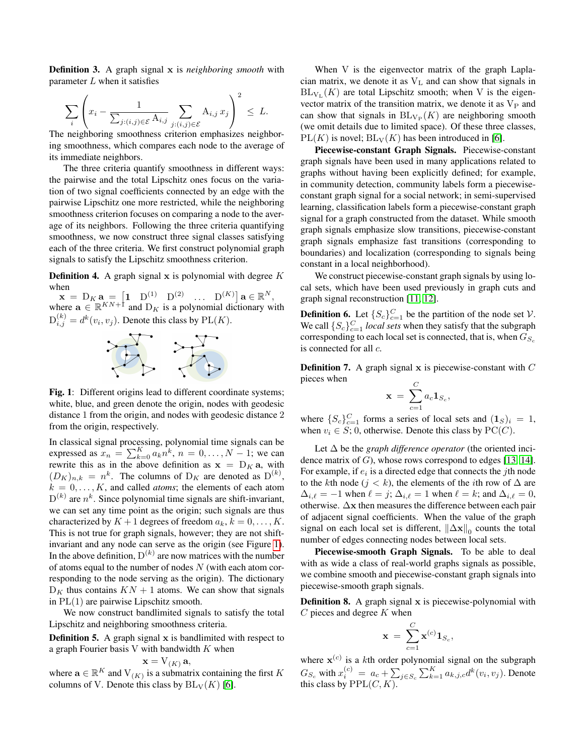**Definition 3.** A graph signal $\mathbf{x}$ is *neighboring smooth* with parameter $L$ when it satisfies

$$\sum_i \left( x_i - \frac{1}{\sum_{j:(i,j)\in\mathcal{E}} \mathrm{A}_{i,j}} \sum_{j:(i,j)\in\mathcal{E}} \mathrm{A}_{i,j}\, x_j \right)^2 \leq L.$$

The neighboring smoothness criterion emphasizes neighboring smoothness, which compares each node to the average of its immediate neighbors.

The three criteria quantify smoothness in different ways: the pairwise and the total Lipschitz ones focus on the variation of two signal coefficients connected by an edge with the pairwise Lipschitz one more restricted, while the neighboring smoothness criterion focuses on comparing a node to the average of its neighbors. Following the three criteria quantifying smoothness, we now construct three signal classes satisfying each of the three criteria. We first construct polynomial graph signals to satisfy the Lipschitz smoothness criterion.

**Definition 4.** A graph signal $\mathbf{x}$ is polynomial with degree $K$ when
$\mathbf{x} = \mathrm{D}_K\, \mathbf{a} = \begin{bmatrix} \mathbf{1} & \mathrm{D}^{(1)} & \mathrm{D}^{(2)} & \ldots & \mathrm{D}^{(K)} \end{bmatrix} \mathbf{a} \in \mathbb{R}^N$,
where $\mathbf{a} \in \mathbb{R}^{KN+1}$ and $\mathrm{D}_K$ is a polynomial dictionary with $\mathrm{D}^{(k)}_{i,j} = d^k(v_i, v_j)$. Denote this class by $\mathrm{PL}(K)$.

**Fig. 1**: Different origins lead to different coordinate systems; white, blue, and green denote the origin, nodes with geodesic distance 1 from the origin, and nodes with geodesic distance 2 from the origin, respectively.

In classical signal processing, polynomial time signals can be expressed as $x_n = \sum_{k=0}^{K} a_k n^k$, $n = 0, \ldots, N-1$; we can rewrite this as in the above definition as $\mathbf{x} = \mathrm{D}_K\, \mathbf{a}$, with $(D_K)_{n,k} = n^k$. The columns of $\mathrm{D}_K$ are denoted as $\mathrm{D}^{(k)}$, $k = 0, \ldots, K$, and called *atoms*; the elements of each atom $\mathrm{D}^{(k)}$ are $n^k$. Since polynomial time signals are shift-invariant, we can set any time point as the origin; such signals are thus characterized by $K+1$ degrees of freedom $a_k$, $k = 0, \ldots, K$. This is not true for graph signals, however; they are not shift-invariant and any node can serve as the origin (see Figure 1). In the above definition, $\mathrm{D}^{(k)}$ are now matrices with the number of atoms equal to the number of nodes $N$ (with each atom corresponding to the node serving as the origin). The dictionary $\mathrm{D}_K$ thus contains $KN+1$ atoms. We can show that signals in $\mathrm{PL}(1)$ are pairwise Lipschitz smooth.

We now construct bandlimited signals to satisfy the total Lipschitz and neighboring smoothness criteria.

**Definition 5.** A graph signal $\mathbf{x}$ is bandlimited with respect to a graph Fourier basis $\mathrm{V}$ with bandwidth $K$ when

$$\mathbf{x} = \mathrm{V}_{(K)}\, \mathbf{a},$$

where $\mathbf{a} \in \mathbb{R}^K$ and $\mathrm{V}_{(K)}$ is a submatrix containing the first $K$ columns of $\mathrm{V}$. Denote this class by $\mathrm{BL}_{\mathrm{V}}(K)$ [6].

When $\mathrm{V}$ is the eigenvector matrix of the graph Laplacian matrix, we denote it as $\mathrm{V}_{\mathrm{L}}$ and can show that signals in $\mathrm{BL}_{\mathrm{V}_{\mathrm{L}}}(K)$ are total Lipschitz smooth; when $\mathrm{V}$ is the eigenvector matrix of the transition matrix, we denote it as $\mathrm{V}_{\mathrm{P}}$ and can show that signals in $\mathrm{BL}_{\mathrm{V}_{\mathrm{P}}}(K)$ are neighboring smooth (we omit details due to limited space). Of these three classes, $\mathrm{PL}(K)$ is novel; $\mathrm{BL}_{\mathrm{V}}(K)$ has been introduced in [6].

**Piecewise-constant Graph Signals.** Piecewise-constant graph signals have been used in many applications related to graphs without having been explicitly defined; for example, in community detection, community labels form a piecewise-constant graph signal for a social network; in semi-supervised learning, classification labels form a piecewise-constant graph signal for a graph constructed from the dataset. While smooth graph signals emphasize slow transitions, piecewise-constant graph signals emphasize fast transitions (corresponding to boundaries) and localization (corresponding to signals being constant in a local neighborhood).

We construct piecewise-constant graph signals by using local sets, which have been used previously in graph cuts and graph signal reconstruction [11, 12].

**Definition 6.** Let $\{S_c\}_{c=1}^{C}$ be the partition of the node set $\mathcal{V}$. We call $\{S_c\}_{c=1}^{C}$ *local sets* when they satisfy that the subgraph corresponding to each local set is connected, that is, when $G_{S_c}$ is connected for all $c$.

**Definition 7.** A graph signal $\mathbf{x}$ is piecewise-constant with $C$ pieces when

$$\mathbf{x} = \sum_{c=1}^{C} a_c \mathbf{1}_{S_c},$$

where $\{S_c\}_{c=1}^{C}$ forms a series of local sets and $(\mathbf{1}_S)_i = 1$, when $v_i \in S$; 0, otherwise. Denote this class by $\mathrm{PC}(C)$.

Let $\Delta$ be the *graph difference operator* (the oriented incidence matrix of $G$), whose rows correspond to edges [13, 14]. For example, if $e_i$ is a directed edge that connects the $j$th node to the $k$th node ($j < k$), the elements of the $i$th row of $\Delta$ are $\Delta_{i,\ell} = -1$ when $\ell = j$; $\Delta_{i,\ell} = 1$ when $\ell = k$; and $\Delta_{i,\ell} = 0$, otherwise. $\Delta\mathbf{x}$ then measures the difference between each pair of adjacent signal coefficients. When the value of the graph signal on each local set is different, $\|\Delta\mathbf{x}\|_0$ counts the total number of edges connecting nodes between local sets.

**Piecewise-smooth Graph Signals.** To be able to deal with as wide a class of real-world graphs signals as possible, we combine smooth and piecewise-constant graph signals into piecewise-smooth graph signals.

**Definition 8.** A graph signal $\mathbf{x}$ is piecewise-polynomial with $C$ pieces and degree $K$ when

$$\mathbf{x} = \sum_{c=1}^{C} \mathbf{x}^{(c)} \mathbf{1}_{S_c},$$

where $\mathbf{x}^{(c)}$ is a $k$th order polynomial signal on the subgraph $G_{S_c}$ with $x_i^{(c)} = a_c + \sum_{j\in S_c} \sum_{k=1}^{K} a_{k,j,c} d^k(v_i, v_j)$. Denote this class by $\mathrm{PPL}(C, K)$.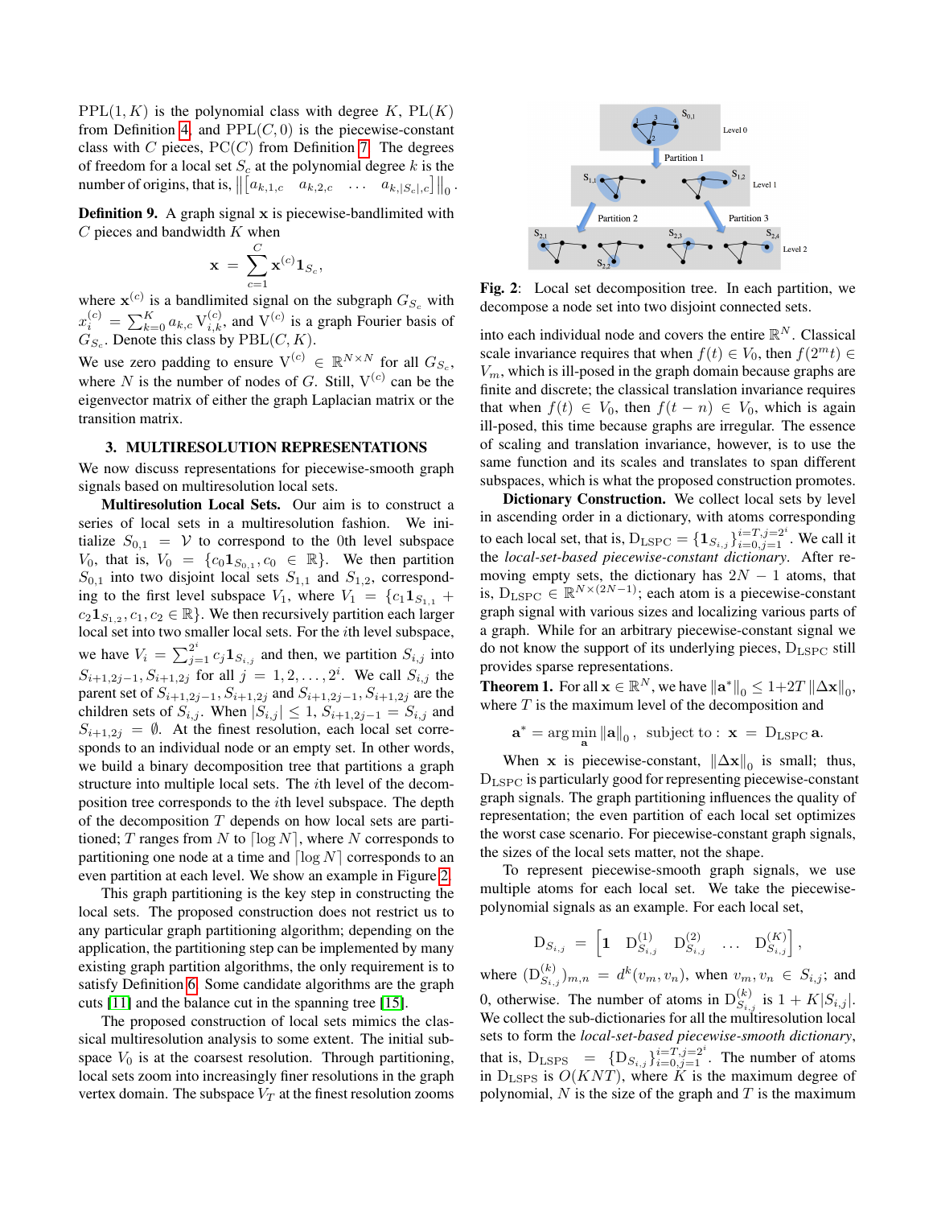PPL(1, K) is the polynomial class with degree $K$, PL($K$) from Definition 4, and PPL($C$, 0) is the piecewise-constant class with $C$ pieces, PC($C$) from Definition 7. The degrees of freedom for a local set $S_c$ at the polynomial degree $k$ is the number of origins, that is, $\left\| \begin{bmatrix} a_{k,1,c} & a_{k,2,c} & \ldots & a_{k,|S_c|,c} \end{bmatrix} \right\|_0$.

**Definition 9.** A graph signal $\mathbf{x}$ is piecewise-bandlimited with $C$ pieces and bandwidth $K$ when

$$\mathbf{x} = \sum_{c=1}^{C} \mathbf{x}^{(c)} \mathbf{1}_{S_c},$$

where $\mathbf{x}^{(c)}$ is a bandlimited signal on the subgraph $G_{S_c}$ with $x_i^{(c)} = \sum_{k=0}^{K} a_{k,c} \mathrm{V}_{i,k}^{(c)}$, and $\mathrm{V}^{(c)}$ is a graph Fourier basis of $G_{S_c}$. Denote this class by PBL($C$, $K$).

We use zero padding to ensure $\mathrm{V}^{(c)} \in \mathbb{R}^{N \times N}$ for all $G_{S_c}$, where $N$ is the number of nodes of $G$. Still, $\mathrm{V}^{(c)}$ can be the eigenvector matrix of either the graph Laplacian matrix or the transition matrix.

## 3. MULTIRESOLUTION REPRESENTATIONS

We now discuss representations for piecewise-smooth graph signals based on multiresolution local sets.

**Multiresolution Local Sets.** Our aim is to construct a series of local sets in a multiresolution fashion. We initialize $S_{0,1} = \mathcal{V}$ to correspond to the 0th level subspace $V_0$, that is, $V_0 = \{c_0 \mathbf{1}_{S_{0,1}}, c_0 \in \mathbb{R}\}$. We then partition $S_{0,1}$ into two disjoint local sets $S_{1,1}$ and $S_{1,2}$, corresponding to the first level subspace $V_1$, where $V_1 = \{c_1 \mathbf{1}_{S_{1,1}} + c_2 \mathbf{1}_{S_{1,2}}, c_1, c_2 \in \mathbb{R}\}$. We then recursively partition each larger local set into two smaller local sets. For the $i$th level subspace, we have $V_i = \sum_{j=1}^{2^i} c_j \mathbf{1}_{S_{i,j}}$ and then, we partition $S_{i,j}$ into $S_{i+1,2j-1}, S_{i+1,2j}$ for all $j = 1, 2, \ldots, 2^i$. We call $S_{i,j}$ the parent set of $S_{i+1,2j-1}, S_{i+1,2j}$ and $S_{i+1,2j-1}, S_{i+1,2j}$ are the children sets of $S_{i,j}$. When $|S_{i,j}| \leq 1$, $S_{i+1,2j-1} = S_{i,j}$ and $S_{i+1,2j} = \emptyset$. At the finest resolution, each local set corresponds to an individual node or an empty set. In other words, we build a binary decomposition tree that partitions a graph structure into multiple local sets. The $i$th level of the decomposition tree corresponds to the $i$th level subspace. The depth of the decomposition $T$ depends on how local sets are partitioned; $T$ ranges from $N$ to $\lceil \log N \rceil$, where $N$ corresponds to partitioning one node at a time and $\lceil \log N \rceil$ corresponds to an even partition at each level. We show an example in Figure 2.

This graph partitioning is the key step in constructing the local sets. The proposed construction does not restrict us to any particular graph partitioning algorithm; depending on the application, the partitioning step can be implemented by many existing graph partition algorithms, the only requirement is to satisfy Definition 6. Some candidate algorithms are the graph cuts [11] and the balance cut in the spanning tree [15].

The proposed construction of local sets mimics the classical multiresolution analysis to some extent. The initial subspace $V_0$ is at the coarsest resolution. Through partitioning, local sets zoom into increasingly finer resolutions in the graph vertex domain. The subspace $V_T$ at the finest resolution zooms into each individual node and covers the entire $\mathbb{R}^N$. Classical scale invariance requires that when $f(t) \in V_0$, then $f(2^m t) \in V_m$, which is ill-posed in the graph domain because graphs are finite and discrete; the classical translation invariance requires that when $f(t) \in V_0$, then $f(t-n) \in V_0$, which is again ill-posed, this time because graphs are irregular. The essence of scaling and translation invariance, however, is to use the same function and its scales and translates to span different subspaces, which is what the proposed construction promotes.

**Fig. 2**: Local set decomposition tree. In each partition, we decompose a node set into two disjoint connected sets.

**Dictionary Construction.** We collect local sets by level in ascending order in a dictionary, with atoms corresponding to each local set, that is, $\mathrm{D}_{\mathrm{LSPC}} = \{\mathbf{1}_{S_{i,j}}\}_{i=0,j=1}^{i=T,j=2^i}$. We call it the *local-set-based piecewise-constant dictionary*. After removing empty sets, the dictionary has $2N-1$ atoms, that is, $\mathrm{D}_{\mathrm{LSPC}} \in \mathbb{R}^{N \times (2N-1)}$; each atom is a piecewise-constant graph signal with various sizes and localizing various parts of a graph. While for an arbitrary piecewise-constant signal we do not know the support of its underlying pieces, $\mathrm{D}_{\mathrm{LSPC}}$ still provides sparse representations.

**Theorem 1.** For all $\mathbf{x} \in \mathbb{R}^N$, we have $\left\| \mathbf{a}^* \right\|_0 \leq 1 + 2T \left\| \Delta \mathbf{x} \right\|_0$, where $T$ is the maximum level of the decomposition and

$$\mathbf{a}^* = \arg\min_{\mathbf{a}} \left\| \mathbf{a} \right\|_0, \ \text{ subject to : } \ \mathbf{x} = \mathrm{D}_{\mathrm{LSPC}} \, \mathbf{a}.$$

When $\mathbf{x}$ is piecewise-constant, $\left\| \Delta \mathbf{x} \right\|_0$ is small; thus, $\mathrm{D}_{\mathrm{LSPC}}$ is particularly good for representing piecewise-constant graph signals. The graph partitioning influences the quality of representation; the even partition of each local set optimizes the worst case scenario. For piecewise-constant graph signals, the sizes of the local sets matter, not the shape.

To represent piecewise-smooth graph signals, we use multiple atoms for each local set. We take the piecewise-polynomial signals as an example. For each local set,

$$\mathrm{D}_{S_{i,j}} = \begin{bmatrix} \mathbf{1} & \mathrm{D}_{S_{i,j}}^{(1)} & \mathrm{D}_{S_{i,j}}^{(2)} & \ldots & \mathrm{D}_{S_{i,j}}^{(K)} \end{bmatrix},$$

where $(\mathrm{D}_{S_{i,j}}^{(k)})_{m,n} = d^k(v_m, v_n)$, when $v_m, v_n \in S_{i,j}$; and 0, otherwise. The number of atoms in $\mathrm{D}_{S_{i,j}}^{(k)}$ is $1 + K|S_{i,j}|$. We collect the sub-dictionaries for all the multiresolution local sets to form the *local-set-based piecewise-smooth dictionary*, that is, $\mathrm{D}_{\mathrm{LSPS}} = \{\mathrm{D}_{S_{i,j}}\}_{i=0,j=1}^{i=T,j=2^i}$. The number of atoms in $\mathrm{D}_{\mathrm{LSPS}}$ is $O(KNT)$, where $K$ is the maximum degree of polynomial, $N$ is the size of the graph and $T$ is the maximum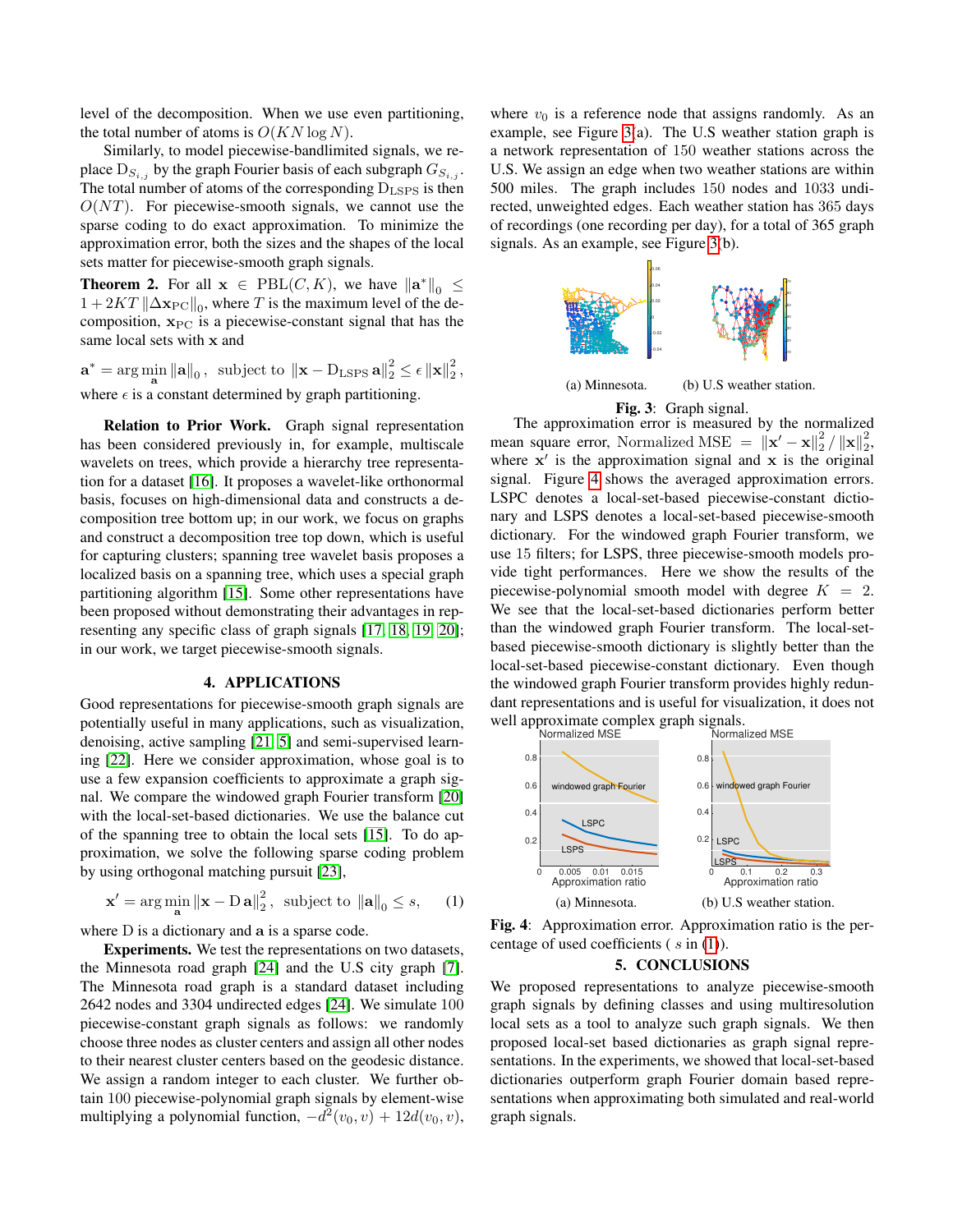level of the decomposition. When we use even partitioning, the total number of atoms is $O(KN \log N)$.

Similarly, to model piecewise-bandlimited signals, we replace $\mathrm{D}_{S_{i,j}}$ by the graph Fourier basis of each subgraph $G_{S_{i,j}}$. The total number of atoms of the corresponding $\mathrm{D}_{\rm LSPS}$ is then $O(NT)$. For piecewise-smooth signals, we cannot use the sparse coding to do exact approximation. To minimize the approximation error, both the sizes and the shapes of the local sets matter for piecewise-smooth graph signals.

**Theorem 2.** For all $\mathbf{x} \in \mathrm{PBL}(C, K)$, we have $\|\mathbf{a}^*\|_0 \leq 1 + 2KT \|\Delta \mathbf{x}_{\rm PC}\|_0$, where $T$ is the maximum level of the decomposition, $\mathbf{x}_{\rm PC}$ is a piecewise-constant signal that has the same local sets with $\mathbf{x}$ and

$$\mathbf{a}^* = \arg\min_{\mathbf{a}} \|\mathbf{a}\|_0, \ \text{ subject to } \ \|\mathbf{x} - \mathrm{D}_{\rm LSPS}\, \mathbf{a}\|_2^2 \leq \epsilon \|\mathbf{x}\|_2^2,$$

where $\epsilon$ is a constant determined by graph partitioning.

**Relation to Prior Work.** Graph signal representation has been considered previously in, for example, multiscale wavelets on trees, which provide a hierarchy tree representation for a dataset [16]. It proposes a wavelet-like orthonormal basis, focuses on high-dimensional data and constructs a decomposition tree bottom up; in our work, we focus on graphs and construct a decomposition tree top down, which is useful for capturing clusters; spanning tree wavelet basis proposes a localized basis on a spanning tree, which uses a special graph partitioning algorithm [15]. Some other representations have been proposed without demonstrating their advantages in representing any specific class of graph signals [17, 18, 19, 20]; in our work, we target piecewise-smooth signals.

## 4. APPLICATIONS

Good representations for piecewise-smooth graph signals are potentially useful in many applications, such as visualization, denoising, active sampling [21, 5] and semi-supervised learning [22]. Here we consider approximation, whose goal is to use a few expansion coefficients to approximate a graph signal. We compare the windowed graph Fourier transform [20] with the local-set-based dictionaries. We use the balance cut of the spanning tree to obtain the local sets [15]. To do approximation, we solve the following sparse coding problem by using orthogonal matching pursuit [23],

$$\mathbf{x}' = \arg\min_{\mathbf{a}} \|\mathbf{x} - \mathrm{D}\, \mathbf{a}\|_2^2, \ \text{ subject to } \ \|\mathbf{a}\|_0 \leq s, \qquad (1)$$

where D is a dictionary and $\mathbf{a}$ is a sparse code.

**Experiments.** We test the representations on two datasets, the Minnesota road graph [24] and the U.S city graph [7]. The Minnesota road graph is a standard dataset including 2642 nodes and 3304 undirected edges [24]. We simulate 100 piecewise-constant graph signals as follows: we randomly choose three nodes as cluster centers and assign all other nodes to their nearest cluster centers based on the geodesic distance. We assign a random integer to each cluster. We further obtain 100 piecewise-polynomial graph signals by element-wise multiplying a polynomial function, $-d^2(v_0, v) + 12d(v_0, v)$, where $v_0$ is a reference node that assigns randomly. As an example, see Figure 3(a). The U.S weather station graph is a network representation of 150 weather stations across the U.S. We assign an edge when two weather stations are within 500 miles. The graph includes 150 nodes and 1033 undirected, unweighted edges. Each weather station has 365 days of recordings (one recording per day), for a total of 365 graph signals. As an example, see Figure 3(b).

(a) Minnesota. (b) U.S weather station.

**Fig. 3**: Graph signal.

The approximation error is measured by the normalized mean square error, $\text{Normalized MSE} = \|\mathbf{x}' - \mathbf{x}\|_2^2 \,/\, \|\mathbf{x}\|_2^2$, where $\mathbf{x}'$ is the approximation signal and $\mathbf{x}$ is the original signal. Figure 4 shows the averaged approximation errors. LSPC denotes a local-set-based piecewise-constant dictionary and LSPS denotes a local-set-based piecewise-smooth dictionary. For the windowed graph Fourier transform, we use 15 filters; for LSPS, three piecewise-smooth models provide tight performances. Here we show the results of the piecewise-polynomial smooth model with degree $K = 2$. We see that the local-set-based dictionaries perform better than the windowed graph Fourier transform. The local-set-based piecewise-smooth dictionary is slightly better than the local-set-based piecewise-constant dictionary. Even though the windowed graph Fourier transform provides highly redundant representations and is useful for visualization, it does not well approximate complex graph signals.

(a) Minnesota. (b) U.S weather station.

**Fig. 4**: Approximation error. Approximation ratio is the percentage of used coefficients ( $s$ in (1)).

## 5. CONCLUSIONS

We proposed representations to analyze piecewise-smooth graph signals by defining classes and using multiresolution local sets as a tool to analyze such graph signals. We then proposed local-set based dictionaries as graph signal representations. In the experiments, we showed that local-set-based dictionaries outperform graph Fourier domain based representations when approximating both simulated and real-world graph signals.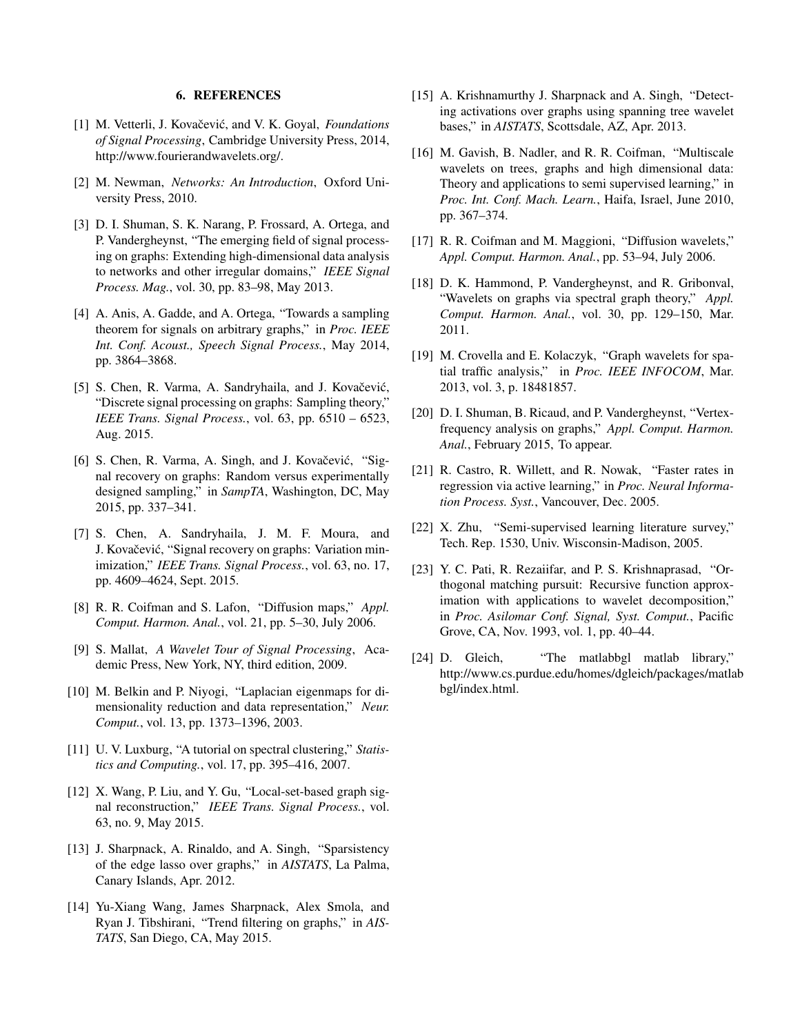## 6. REFERENCES

[1] M. Vetterli, J. Kovačević, and V. K. Goyal, *Foundations of Signal Processing*, Cambridge University Press, 2014, http://www.fourierandwavelets.org/.

[2] M. Newman, *Networks: An Introduction*, Oxford University Press, 2010.

[3] D. I. Shuman, S. K. Narang, P. Frossard, A. Ortega, and P. Vandergheynst, "The emerging field of signal processing on graphs: Extending high-dimensional data analysis to networks and other irregular domains," *IEEE Signal Process. Mag.*, vol. 30, pp. 83–98, May 2013.

[4] A. Anis, A. Gadde, and A. Ortega, "Towards a sampling theorem for signals on arbitrary graphs," in *Proc. IEEE Int. Conf. Acoust., Speech Signal Process.*, May 2014, pp. 3864–3868.

[5] S. Chen, R. Varma, A. Sandryhaila, and J. Kovačević, "Discrete signal processing on graphs: Sampling theory," *IEEE Trans. Signal Process.*, vol. 63, pp. 6510 – 6523, Aug. 2015.

[6] S. Chen, R. Varma, A. Singh, and J. Kovačević, "Signal recovery on graphs: Random versus experimentally designed sampling," in *SampTA*, Washington, DC, May 2015, pp. 337–341.

[7] S. Chen, A. Sandryhaila, J. M. F. Moura, and J. Kovačević, "Signal recovery on graphs: Variation minimization," *IEEE Trans. Signal Process.*, vol. 63, no. 17, pp. 4609–4624, Sept. 2015.

[8] R. R. Coifman and S. Lafon, "Diffusion maps," *Appl. Comput. Harmon. Anal.*, vol. 21, pp. 5–30, July 2006.

[9] S. Mallat, *A Wavelet Tour of Signal Processing*, Academic Press, New York, NY, third edition, 2009.

[10] M. Belkin and P. Niyogi, "Laplacian eigenmaps for dimensionality reduction and data representation," *Neur. Comput.*, vol. 13, pp. 1373–1396, 2003.

[11] U. V. Luxburg, "A tutorial on spectral clustering," *Statistics and Computing.*, vol. 17, pp. 395–416, 2007.

[12] X. Wang, P. Liu, and Y. Gu, "Local-set-based graph signal reconstruction," *IEEE Trans. Signal Process.*, vol. 63, no. 9, May 2015.

[13] J. Sharpnack, A. Rinaldo, and A. Singh, "Sparsistency of the edge lasso over graphs," in *AISTATS*, La Palma, Canary Islands, Apr. 2012.

[14] Yu-Xiang Wang, James Sharpnack, Alex Smola, and Ryan J. Tibshirani, "Trend filtering on graphs," in *AISTATS*, San Diego, CA, May 2015.

[15] A. Krishnamurthy J. Sharpnack and A. Singh, "Detecting activations over graphs using spanning tree wavelet bases," in *AISTATS*, Scottsdale, AZ, Apr. 2013.

[16] M. Gavish, B. Nadler, and R. R. Coifman, "Multiscale wavelets on trees, graphs and high dimensional data: Theory and applications to semi supervised learning," in *Proc. Int. Conf. Mach. Learn.*, Haifa, Israel, June 2010, pp. 367–374.

[17] R. R. Coifman and M. Maggioni, "Diffusion wavelets," *Appl. Comput. Harmon. Anal.*, pp. 53–94, July 2006.

[18] D. K. Hammond, P. Vandergheynst, and R. Gribonval, "Wavelets on graphs via spectral graph theory," *Appl. Comput. Harmon. Anal.*, vol. 30, pp. 129–150, Mar. 2011.

[19] M. Crovella and E. Kolaczyk, "Graph wavelets for spatial traffic analysis," in *Proc. IEEE INFOCOM*, Mar. 2013, vol. 3, p. 18481857.

[20] D. I. Shuman, B. Ricaud, and P. Vandergheynst, "Vertex-frequency analysis on graphs," *Appl. Comput. Harmon. Anal.*, February 2015, To appear.

[21] R. Castro, R. Willett, and R. Nowak, "Faster rates in regression via active learning," in *Proc. Neural Information Process. Syst.*, Vancouver, Dec. 2005.

[22] X. Zhu, "Semi-supervised learning literature survey," Tech. Rep. 1530, Univ. Wisconsin-Madison, 2005.

[23] Y. C. Pati, R. Rezaiifar, and P. S. Krishnaprasad, "Orthogonal matching pursuit: Recursive function approximation with applications to wavelet decomposition," in *Proc. Asilomar Conf. Signal, Syst. Comput.*, Pacific Grove, CA, Nov. 1993, vol. 1, pp. 40–44.

[24] D. Gleich, "The matlabbgl matlab library," http://www.cs.purdue.edu/homes/dgleich/packages/matlab bgl/index.html.